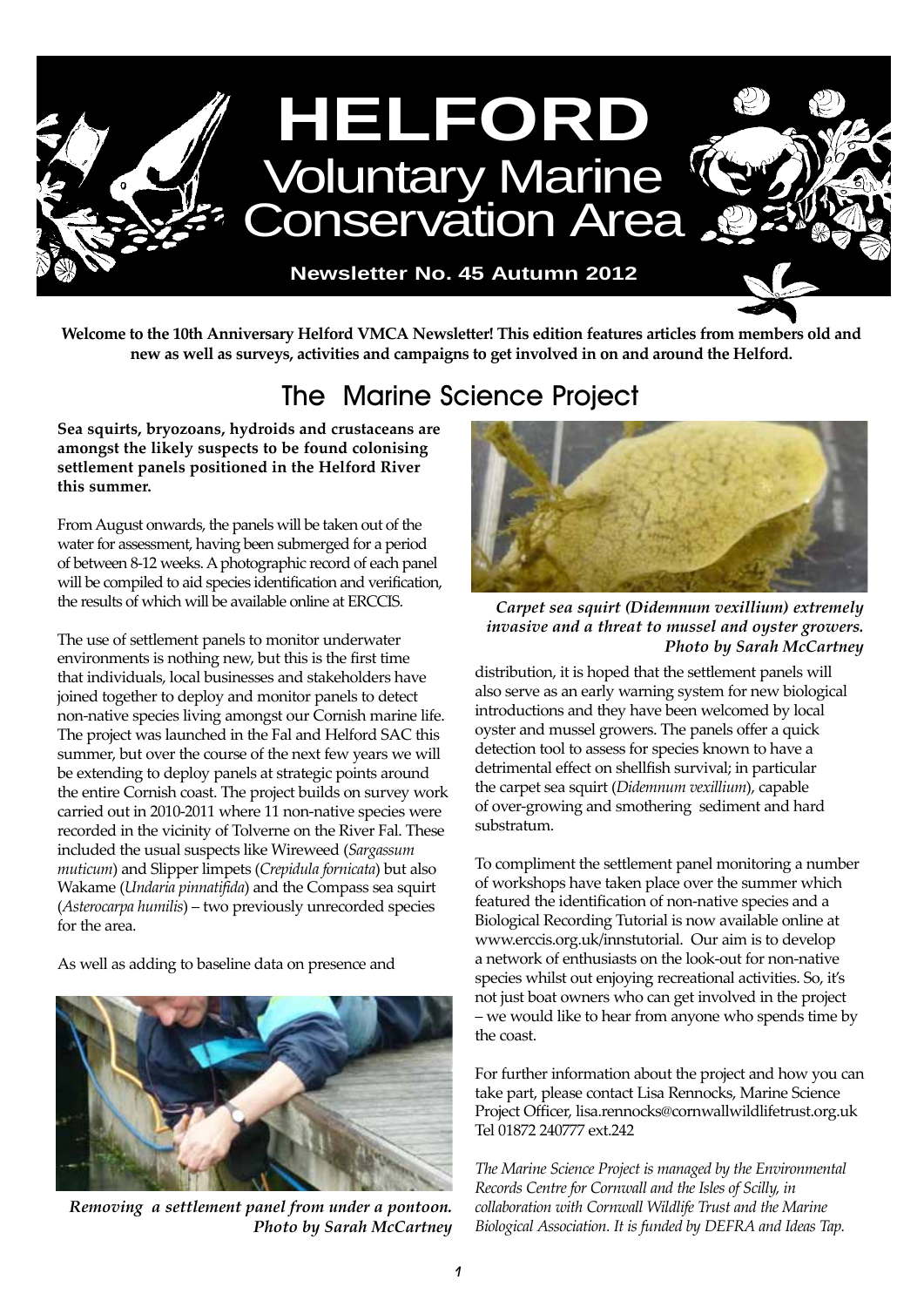# HELFORD Voluntary Marine Conservation Area

**Newsletter No. 45 Autumn 2012**

**Welcome to the 10th Anniversary Helford VMCA Newsletter! This edition features articles from members old and new as well as surveys, activities and campaigns to get involved in on and around the Helford.**

## The Marine Science Project

**Sea squirts, bryozoans, hydroids and crustaceans are amongst the likely suspects to be found colonising settlement panels positioned in the Helford River this summer.**

From August onwards, the panels will be taken out of the water for assessment, having been submerged for a period of between 8-12 weeks. A photographic record of each panel will be compiled to aid species identification and verification, the results of which will be available online at ERCCIS.

The use of settlement panels to monitor underwater environments is nothing new, but this is the first time that individuals, local businesses and stakeholders have joined together to deploy and monitor panels to detect non-native species living amongst our Cornish marine life. The project was launched in the Fal and Helford SAC this summer, but over the course of the next few years we will be extending to deploy panels at strategic points around the entire Cornish coast. The project builds on survey work carried out in 2010-2011 where 11 non-native species were recorded in the vicinity of Tolverne on the River Fal. These included the usual suspects like Wireweed (*Sargassum muticum*) and Slipper limpets (*Crepidula fornicata*) but also Wakame (*Undaria pinnatifida*) and the Compass sea squirt (*Asterocarpa humilis*) – two previously unrecorded species for the area.

As well as adding to baseline data on presence and distribution, it is hoped that the settlement panels will also serve as an early warning system for new biological introductions and they have been welcomed by local oyster and mussel growers. The panels offer a quick detection tool to assess for species known to have a detrimental effect on shellfish survival; in particular the carpet sea squirt (*Didemnum vexillium*), capable of over-growing and smothering sediment and hard substratum.

*Removing a settlement panel from under a pontoon. Photo by Sarah McCartney*

*Carpet sea squirt (Didemnum vexillium) extremely invasive and a threat to mussel and oyster growers. Photo by Sarah McCartney*

To compliment the settlement panel monitoring a number of workshops have taken place over the summer which featured the identification of non-native species and a Biological Recording Tutorial is now available online at www.erccis.org.uk/innstutorial. Our aim is to develop a network of enthusiasts on the look-out for non-native species whilst out enjoying recreational activities. So, it's not just boat owners who can get involved in the project – we would like to hear from anyone who spends time by the coast.

For further information about the project and how you can take part, please contact Lisa Rennocks, Marine Science Project Officer, lisa.rennocks@cornwallwildlifetrust.org.uk Tel 01872 240777 ext.242

*The Marine Science Project is managed by the Environmental Records Centre for Cornwall and the Isles of Scilly, in collaboration with Cornwall Wildlife Trust and the Marine Biological Association. It is funded by DEFRA and Ideas Tap.*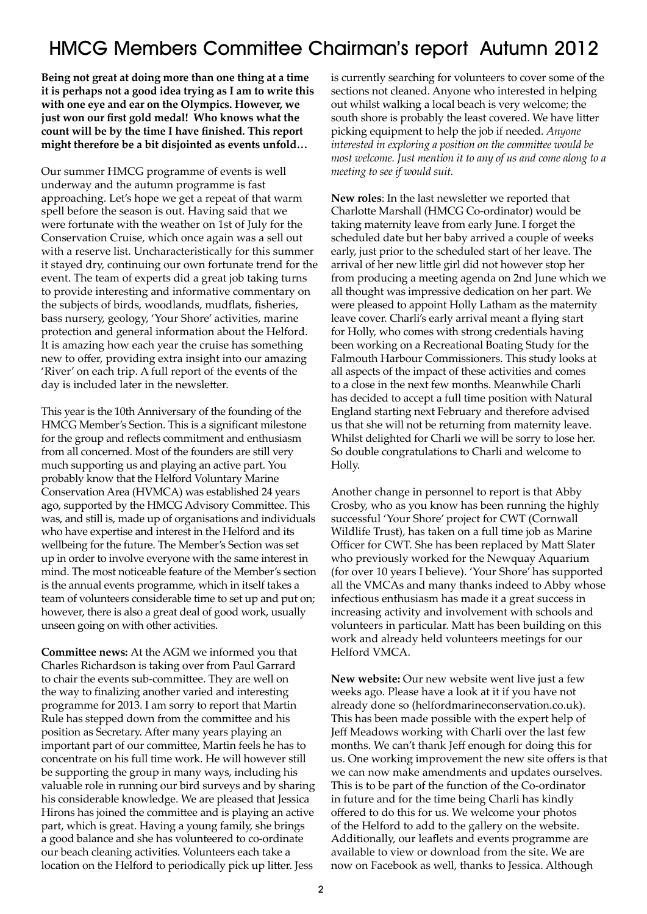# HMCG Members Committee Chairman's report Autumn 2012

**Being not great at doing more than one thing at a time it is perhaps not a good idea trying as I am to write this with one eye and ear on the Olympics. However, we just won our first gold medal! Who knows what the count will be by the time I have finished. This report might therefore be a bit disjointed as events unfold…**

Our summer HMCG programme of events is well underway and the autumn programme is fast approaching. Let's hope we get a repeat of that warm spell before the season is out. Having said that we were fortunate with the weather on 1st of July for the Conservation Cruise, which once again was a sell out with a reserve list. Uncharacteristically for this summer it stayed dry, continuing our own fortunate trend for the event. The team of experts did a great job taking turns to provide interesting and informative commentary on the subjects of birds, woodlands, mudflats, fisheries, bass nursery, geology, 'Your Shore' activities, marine protection and general information about the Helford. It is amazing how each year the cruise has something new to offer, providing extra insight into our amazing 'River' on each trip. A full report of the events of the day is included later in the newsletter.

This year is the 10th Anniversary of the founding of the HMCG Member's Section. This is a significant milestone for the group and reflects commitment and enthusiasm from all concerned. Most of the founders are still very much supporting us and playing an active part. You probably know that the Helford Voluntary Marine Conservation Area (HVMCA) was established 24 years ago, supported by the HMCG Advisory Committee. This was, and still is, made up of organisations and individuals who have expertise and interest in the Helford and its wellbeing for the future. The Member's Section was set up in order to involve everyone with the same interest in mind. The most noticeable feature of the Member's section is the annual events programme, which in itself takes a team of volunteers considerable time to set up and put on; however, there is also a great deal of good work, usually unseen going on with other activities.

**Committee news:** At the AGM we informed you that Charles Richardson is taking over from Paul Garrard to chair the events sub-committee. They are well on the way to finalizing another varied and interesting programme for 2013. I am sorry to report that Martin Rule has stepped down from the committee and his position as Secretary. After many years playing an important part of our committee, Martin feels he has to concentrate on his full time work. He will however still be supporting the group in many ways, including his valuable role in running our bird surveys and by sharing his considerable knowledge. We are pleased that Jessica Hirons has joined the committee and is playing an active part, which is great. Having a young family, she brings a good balance and she has volunteered to co-ordinate our beach cleaning activities. Volunteers each take a location on the Helford to periodically pick up litter. Jess is currently searching for volunteers to cover some of the sections not cleaned. Anyone who interested in helping out whilst walking a local beach is very welcome; the south shore is probably the least covered. We have litter picking equipment to help the job if needed. *Anyone interested in exploring a position on the committee would be most welcome. Just mention it to any of us and come along to a meeting to see if would suit.*

**New roles**: In the last newsletter we reported that Charlotte Marshall (HMCG Co-ordinator) would be taking maternity leave from early June. I forget the scheduled date but her baby arrived a couple of weeks early, just prior to the scheduled start of her leave. The arrival of her new little girl did not however stop her from producing a meeting agenda on 2nd June which we all thought was impressive dedication on her part. We were pleased to appoint Holly Latham as the maternity leave cover. Charli's early arrival meant a flying start for Holly, who comes with strong credentials having been working on a Recreational Boating Study for the Falmouth Harbour Commissioners. This study looks at all aspects of the impact of these activities and comes to a close in the next few months. Meanwhile Charli has decided to accept a full time position with Natural England starting next February and therefore advised us that she will not be returning from maternity leave. Whilst delighted for Charli we will be sorry to lose her. So double congratulations to Charli and welcome to Holly.

Another change in personnel to report is that Abby Crosby, who as you know has been running the highly successful 'Your Shore' project for CWT (Cornwall Wildlife Trust), has taken on a full time job as Marine Officer for CWT. She has been replaced by Matt Slater who previously worked for the Newquay Aquarium (for over 10 years I believe). 'Your Shore' has supported all the VMCAs and many thanks indeed to Abby whose infectious enthusiasm has made it a great success in increasing activity and involvement with schools and volunteers in particular. Matt has been building on this work and already held volunteers meetings for our Helford VMCA.

**New website:** Our new website went live just a few weeks ago. Please have a look at it if you have not already done so (helfordmarineconservation.co.uk). This has been made possible with the expert help of Jeff Meadows working with Charli over the last few months. We can't thank Jeff enough for doing this for us. One working improvement the new site offers is that we can now make amendments and updates ourselves. This is to be part of the function of the Co-ordinator in future and for the time being Charli has kindly offered to do this for us. We welcome your photos of the Helford to add to the gallery on the website. Additionally, our leaflets and events programme are available to view or download from the site. We are now on Facebook as well, thanks to Jessica. Although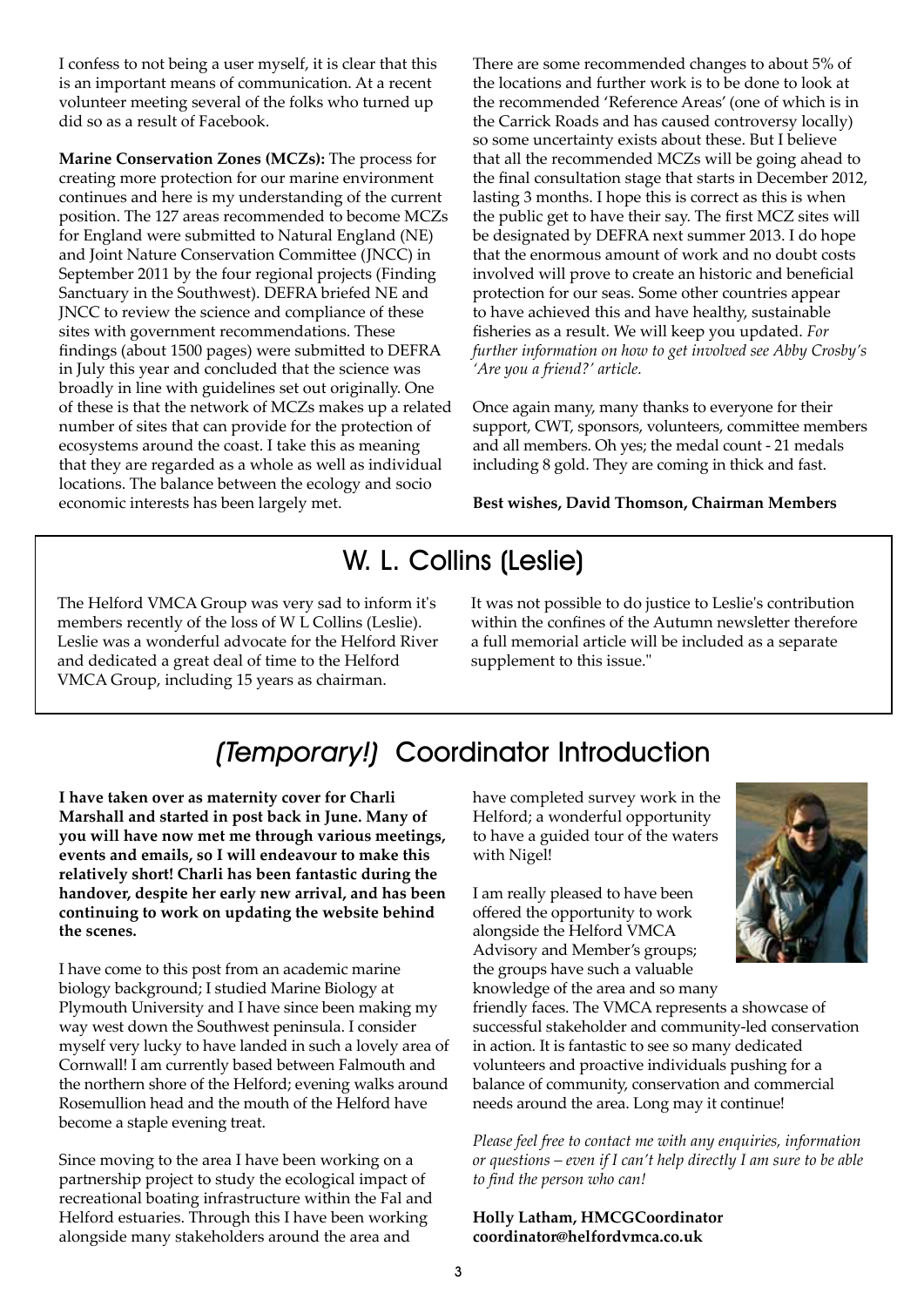I confess to not being a user myself, it is clear that this is an important means of communication. At a recent volunteer meeting several of the folks who turned up did so as a result of Facebook.

**Marine Conservation Zones (MCZs):** The process for creating more protection for our marine environment continues and here is my understanding of the current position. The 127 areas recommended to become MCZs for England were submitted to Natural England (NE) and Joint Nature Conservation Committee (JNCC) in September 2011 by the four regional projects (Finding Sanctuary in the Southwest). DEFRA briefed NE and JNCC to review the science and compliance of these sites with government recommendations. These findings (about 1500 pages) were submitted to DEFRA in July this year and concluded that the science was broadly in line with guidelines set out originally. One of these is that the network of MCZs makes up a related number of sites that can provide for the protection of ecosystems around the coast. I take this as meaning that they are regarded as a whole as well as individual locations. The balance between the ecology and socio economic interests has been largely met.

There are some recommended changes to about 5% of the locations and further work is to be done to look at the recommended 'Reference Areas' (one of which is in the Carrick Roads and has caused controversy locally) so some uncertainty exists about these. But I believe that all the recommended MCZs will be going ahead to the final consultation stage that starts in December 2012, lasting 3 months. I hope this is correct as this is when the public get to have their say. The first MCZ sites will be designated by DEFRA next summer 2013. I do hope that the enormous amount of work and no doubt costs involved will prove to create an historic and beneficial protection for our seas. Some other countries appear to have achieved this and have healthy, sustainable fisheries as a result. We will keep you updated. *For further information on how to get involved see Abby Crosby's 'Are you a friend?' article.*

Once again many, many thanks to everyone for their support, CWT, sponsors, volunteers, committee members and all members. Oh yes; the medal count - 21 medals including 8 gold. They are coming in thick and fast.

**Best wishes, David Thomson, Chairman Members**

## W. L. Collins (Leslie)

The Helford VMCA Group was very sad to inform it's members recently of the loss of W L Collins (Leslie). Leslie was a wonderful advocate for the Helford River and dedicated a great deal of time to the Helford VMCA Group, including 15 years as chairman.

It was not possible to do justice to Leslie's contribution within the confines of the Autumn newsletter therefore a full memorial article will be included as a separate supplement to this issue."

## *(Temporary!)* Coordinator Introduction

**I have taken over as maternity cover for Charli Marshall and started in post back in June. Many of you will have now met me through various meetings, events and emails, so I will endeavour to make this relatively short! Charli has been fantastic during the handover, despite her early new arrival, and has been continuing to work on updating the website behind the scenes.**

I have come to this post from an academic marine biology background; I studied Marine Biology at Plymouth University and I have since been making my way west down the Southwest peninsula. I consider myself very lucky to have landed in such a lovely area of Cornwall! I am currently based between Falmouth and the northern shore of the Helford; evening walks around Rosemullion head and the mouth of the Helford have become a staple evening treat.

Since moving to the area I have been working on a partnership project to study the ecological impact of recreational boating infrastructure within the Fal and Helford estuaries. Through this I have been working alongside many stakeholders around the area and have completed survey work in the Helford; a wonderful opportunity to have a guided tour of the waters with Nigel!

I am really pleased to have been offered the opportunity to work alongside the Helford VMCA Advisory and Member's groups; the groups have such a valuable knowledge of the area and so many friendly faces. The VMCA represents a showcase of successful stakeholder and community-led conservation in action. It is fantastic to see so many dedicated volunteers and proactive individuals pushing for a balance of community, conservation and commercial needs around the area. Long may it continue!

*Please feel free to contact me with any enquiries, information or questions – even if I can't help directly I am sure to be able to find the person who can!*

**Holly Latham, HMCGCoordinator**
**coordinator@helfordvmca.co.uk**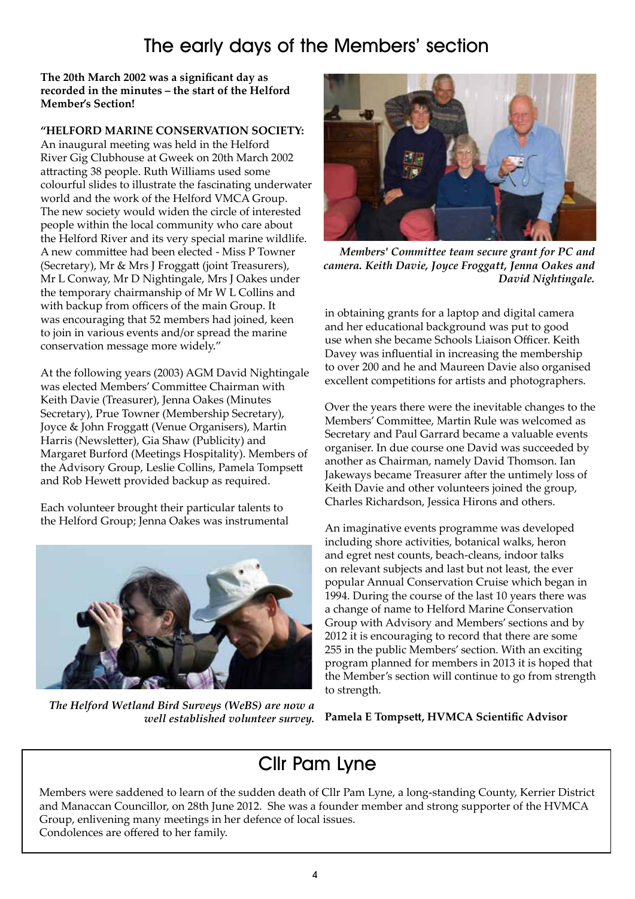# The early days of the Members' section

**The 20th March 2002 was a significant day as recorded in the minutes – the start of the Helford Member's Section!**

**"HELFORD MARINE CONSERVATION SOCIETY:** An inaugural meeting was held in the Helford River Gig Clubhouse at Gweek on 20th March 2002 attracting 38 people. Ruth Williams used some colourful slides to illustrate the fascinating underwater world and the work of the Helford VMCA Group. The new society would widen the circle of interested people within the local community who care about the Helford River and its very special marine wildlife. A new committee had been elected - Miss P Towner (Secretary), Mr & Mrs J Froggatt (joint Treasurers), Mr L Conway, Mr D Nightingale, Mrs J Oakes under the temporary chairmanship of Mr W L Collins and with backup from officers of the main Group. It was encouraging that 52 members had joined, keen to join in various events and/or spread the marine conservation message more widely."

At the following years (2003) AGM David Nightingale was elected Members' Committee Chairman with Keith Davie (Treasurer), Jenna Oakes (Minutes Secretary), Prue Towner (Membership Secretary), Joyce & John Froggatt (Venue Organisers), Martin Harris (Newsletter), Gia Shaw (Publicity) and Margaret Burford (Meetings Hospitality). Members of the Advisory Group, Leslie Collins, Pamela Tompsett and Rob Hewett provided backup as required.

Each volunteer brought their particular talents to the Helford Group; Jenna Oakes was instrumental in obtaining grants for a laptop and digital camera and her educational background was put to good use when she became Schools Liaison Officer. Keith Davey was influential in increasing the membership to over 200 and he and Maureen Davie also organised excellent competitions for artists and photographers.

*The Helford Wetland Bird Surveys (WeBS) are now a well established volunteer survey.*

*Members' Committee team secure grant for PC and camera. Keith Davie, Joyce Froggatt, Jenna Oakes and David Nightingale.*

Over the years there were the inevitable changes to the Members' Committee, Martin Rule was welcomed as Secretary and Paul Garrard became a valuable events organiser. In due course one David was succeeded by another as Chairman, namely David Thomson. Ian Jakeways became Treasurer after the untimely loss of Keith Davie and other volunteers joined the group, Charles Richardson, Jessica Hirons and others.

An imaginative events programme was developed including shore activities, botanical walks, heron and egret nest counts, beach-cleans, indoor talks on relevant subjects and last but not least, the ever popular Annual Conservation Cruise which began in 1994. During the course of the last 10 years there was a change of name to Helford Marine Conservation Group with Advisory and Members' sections and by 2012 it is encouraging to record that there are some 255 in the public Members' section. With an exciting program planned for members in 2013 it is hoped that the Member's section will continue to go from strength to strength.

**Pamela E Tompsett, HVMCA Scientific Advisor**

## Cllr Pam Lyne

Members were saddened to learn of the sudden death of Cllr Pam Lyne, a long-standing County, Kerrier District and Manaccan Councillor, on 28th June 2012. She was a founder member and strong supporter of the HVMCA Group, enlivening many meetings in her defence of local issues.
Condolences are offered to her family.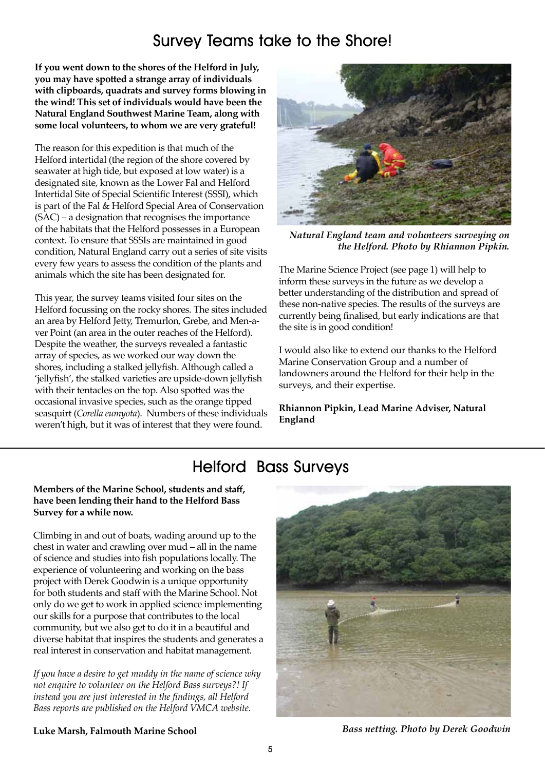# Survey Teams take to the Shore!

**If you went down to the shores of the Helford in July, you may have spotted a strange array of individuals with clipboards, quadrats and survey forms blowing in the wind! This set of individuals would have been the Natural England Southwest Marine Team, along with some local volunteers, to whom we are very grateful!**

The reason for this expedition is that much of the Helford intertidal (the region of the shore covered by seawater at high tide, but exposed at low water) is a designated site, known as the Lower Fal and Helford Intertidal Site of Special Scientific Interest (SSSI), which is part of the Fal & Helford Special Area of Conservation (SAC) – a designation that recognises the importance of the habitats that the Helford possesses in a European context. To ensure that SSSIs are maintained in good condition, Natural England carry out a series of site visits every few years to assess the condition of the plants and animals which the site has been designated for.

This year, the survey teams visited four sites on the Helford focussing on the rocky shores. The sites included an area by Helford Jetty, Tremurlon, Grebe, and Men-a-ver Point (an area in the outer reaches of the Helford). Despite the weather, the surveys revealed a fantastic array of species, as we worked our way down the shores, including a stalked jellyfish. Although called a 'jellyfish', the stalked varieties are upside-down jellyfish with their tentacles on the top. Also spotted was the occasional invasive species, such as the orange tipped seasquirt (*Corella eumyota*). Numbers of these individuals weren't high, but it was of interest that they were found.

*Natural England team and volunteers surveying on the Helford. Photo by Rhiannon Pipkin.*

The Marine Science Project (see page 1) will help to inform these surveys in the future as we develop a better understanding of the distribution and spread of these non-native species. The results of the surveys are currently being finalised, but early indications are that the site is in good condition!

I would also like to extend our thanks to the Helford Marine Conservation Group and a number of landowners around the Helford for their help in the surveys, and their expertise.

**Rhiannon Pipkin, Lead Marine Adviser, Natural England**

# Helford Bass Surveys

**Members of the Marine School, students and staff, have been lending their hand to the Helford Bass Survey for a while now.**

Climbing in and out of boats, wading around up to the chest in water and crawling over mud – all in the name of science and studies into fish populations locally. The experience of volunteering and working on the bass project with Derek Goodwin is a unique opportunity for both students and staff with the Marine School. Not only do we get to work in applied science implementing our skills for a purpose that contributes to the local community, but we also get to do it in a beautiful and diverse habitat that inspires the students and generates a real interest in conservation and habitat management.

*If you have a desire to get muddy in the name of science why not enquire to volunteer on the Helford Bass surveys?! If instead you are just interested in the findings, all Helford Bass reports are published on the Helford VMCA website.*

**Luke Marsh, Falmouth Marine School**

*Bass netting. Photo by Derek Goodwin*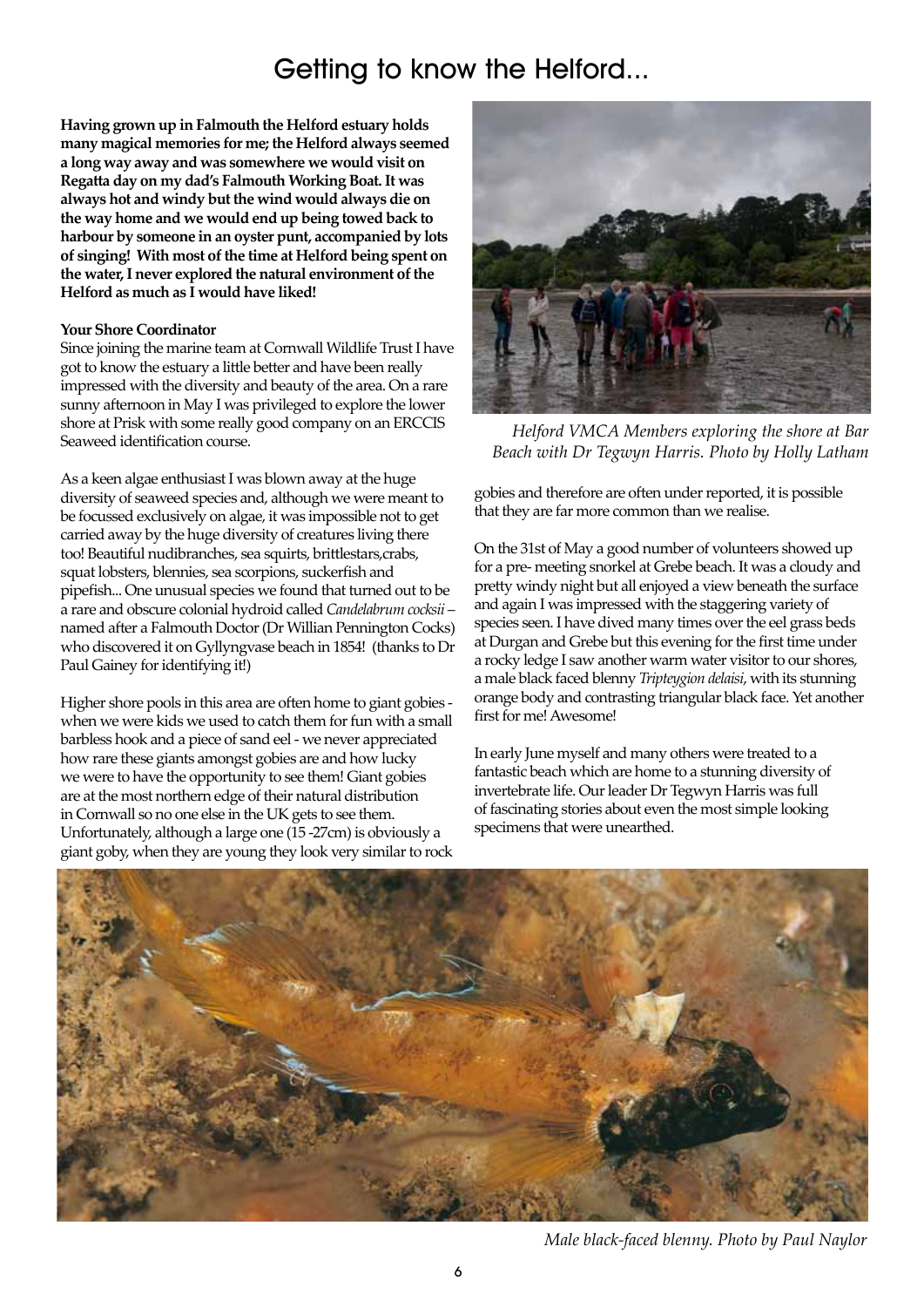# Getting to know the Helford...

**Having grown up in Falmouth the Helford estuary holds many magical memories for me; the Helford always seemed a long way away and was somewhere we would visit on Regatta day on my dad's Falmouth Working Boat. It was always hot and windy but the wind would always die on the way home and we would end up being towed back to harbour by someone in an oyster punt, accompanied by lots of singing! With most of the time at Helford being spent on the water, I never explored the natural environment of the Helford as much as I would have liked!**

**Your Shore Coordinator**

Since joining the marine team at Cornwall Wildlife Trust I have got to know the estuary a little better and have been really impressed with the diversity and beauty of the area. On a rare sunny afternoon in May I was privileged to explore the lower shore at Prisk with some really good company on an ERCCIS Seaweed identification course.

As a keen algae enthusiast I was blown away at the huge diversity of seaweed species and, although we were meant to be focussed exclusively on algae, it was impossible not to get carried away by the huge diversity of creatures living there too! Beautiful nudibranches, sea squirts, brittlestars,crabs, squat lobsters, blennies, sea scorpions, suckerfish and pipefish... One unusual species we found that turned out to be a rare and obscure colonial hydroid called *Candelabrum cocksii* – named after a Falmouth Doctor (Dr Willian Pennington Cocks) who discovered it on Gyllyngvase beach in 1854! (thanks to Dr Paul Gainey for identifying it!)

Higher shore pools in this area are often home to giant gobies - when we were kids we used to catch them for fun with a small barbless hook and a piece of sand eel - we never appreciated how rare these giants amongst gobies are and how lucky we were to have the opportunity to see them! Giant gobies are at the most northern edge of their natural distribution in Cornwall so no one else in the UK gets to see them. Unfortunately, although a large one (15 -27cm) is obviously a giant goby, when they are young they look very similar to rock gobies and therefore are often under reported, it is possible that they are far more common than we realise.

*Helford VMCA Members exploring the shore at Bar Beach with Dr Tegwyn Harris. Photo by Holly Latham*

On the 31st of May a good number of volunteers showed up for a pre- meeting snorkel at Grebe beach. It was a cloudy and pretty windy night but all enjoyed a view beneath the surface and again I was impressed with the staggering variety of species seen. I have dived many times over the eel grass beds at Durgan and Grebe but this evening for the first time under a rocky ledge I saw another warm water visitor to our shores, a male black faced blenny *Tripteygion delaisi*, with its stunning orange body and contrasting triangular black face. Yet another first for me! Awesome!

In early June myself and many others were treated to a fantastic beach which are home to a stunning diversity of invertebrate life. Our leader Dr Tegwyn Harris was full of fascinating stories about even the most simple looking specimens that were unearthed.

*Male black-faced blenny. Photo by Paul Naylor*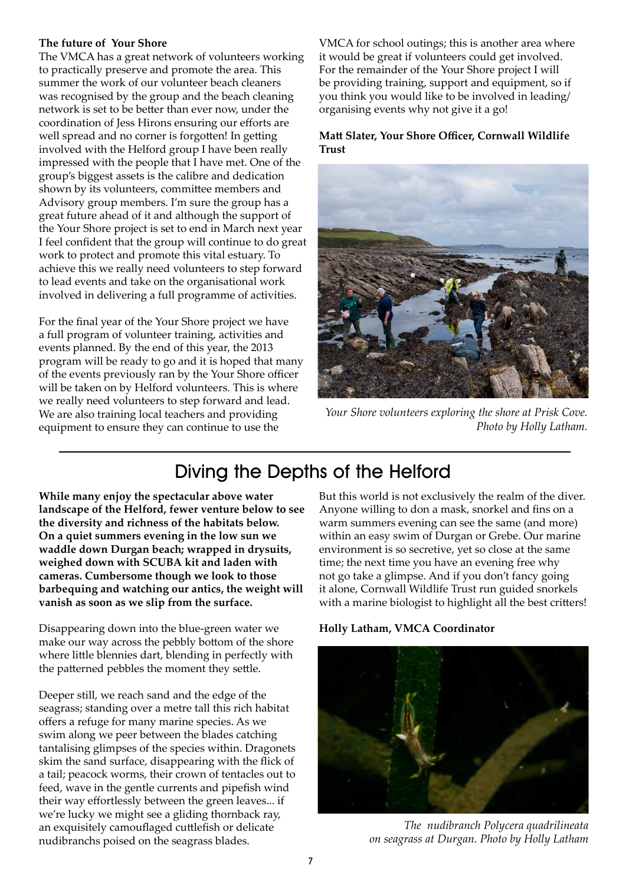**The future of Your Shore**

The VMCA has a great network of volunteers working to practically preserve and promote the area. This summer the work of our volunteer beach cleaners was recognised by the group and the beach cleaning network is set to be better than ever now, under the coordination of Jess Hirons ensuring our efforts are well spread and no corner is forgotten! In getting involved with the Helford group I have been really impressed with the people that I have met. One of the group's biggest assets is the calibre and dedication shown by its volunteers, committee members and Advisory group members. I'm sure the group has a great future ahead of it and although the support of the Your Shore project is set to end in March next year I feel confident that the group will continue to do great work to protect and promote this vital estuary. To achieve this we really need volunteers to step forward to lead events and take on the organisational work involved in delivering a full programme of activities.

For the final year of the Your Shore project we have a full program of volunteer training, activities and events planned. By the end of this year, the 2013 program will be ready to go and it is hoped that many of the events previously ran by the Your Shore officer will be taken on by Helford volunteers. This is where we really need volunteers to step forward and lead. We are also training local teachers and providing equipment to ensure they can continue to use the VMCA for school outings; this is another area where it would be great if volunteers could get involved. For the remainder of the Your Shore project I will be providing training, support and equipment, so if you think you would like to be involved in leading/ organising events why not give it a go!

**Matt Slater, Your Shore Officer, Cornwall Wildlife Trust**

*Your Shore volunteers exploring the shore at Prisk Cove. Photo by Holly Latham.*

## Diving the Depths of the Helford

**While many enjoy the spectacular above water landscape of the Helford, fewer venture below to see the diversity and richness of the habitats below. On a quiet summers evening in the low sun we waddle down Durgan beach; wrapped in drysuits, weighed down with SCUBA kit and laden with cameras. Cumbersome though we look to those barbequing and watching our antics, the weight will vanish as soon as we slip from the surface.**

Disappearing down into the blue-green water we make our way across the pebbly bottom of the shore where little blennies dart, blending in perfectly with the patterned pebbles the moment they settle.

Deeper still, we reach sand and the edge of the seagrass; standing over a metre tall this rich habitat offers a refuge for many marine species. As we swim along we peer between the blades catching tantalising glimpses of the species within. Dragonets skim the sand surface, disappearing with the flick of a tail; peacock worms, their crown of tentacles out to feed, wave in the gentle currents and pipefish wind their way effortlessly between the green leaves... if we're lucky we might see a gliding thornback ray, an exquisitely camouflaged cuttlefish or delicate nudibranchs poised on the seagrass blades.

But this world is not exclusively the realm of the diver. Anyone willing to don a mask, snorkel and fins on a warm summers evening can see the same (and more) within an easy swim of Durgan or Grebe. Our marine environment is so secretive, yet so close at the same time; the next time you have an evening free why not go take a glimpse. And if you don't fancy going it alone, Cornwall Wildlife Trust run guided snorkels with a marine biologist to highlight all the best critters!

**Holly Latham, VMCA Coordinator**

*The nudibranch Polycera quadrilineata on seagrass at Durgan. Photo by Holly Latham*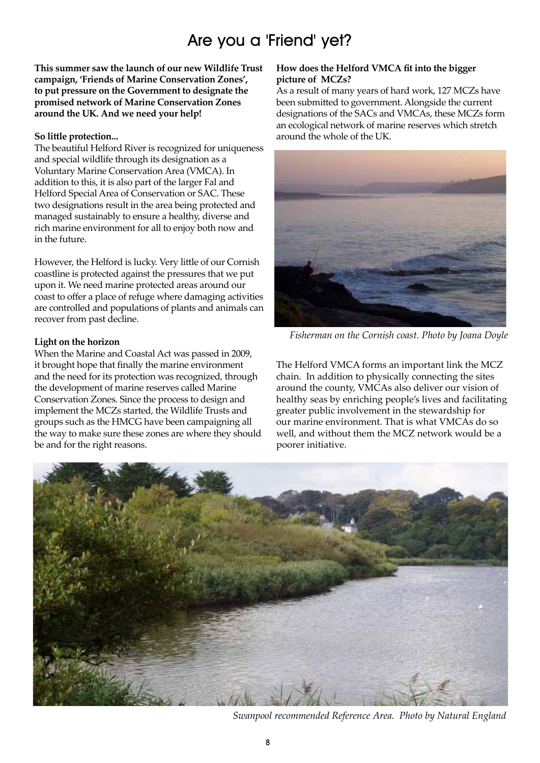# Are you a 'Friend' yet?

**This summer saw the launch of our new Wildlife Trust campaign, 'Friends of Marine Conservation Zones', to put pressure on the Government to designate the promised network of Marine Conservation Zones around the UK. And we need your help!**

**So little protection...**

The beautiful Helford River is recognized for uniqueness and special wildlife through its designation as a Voluntary Marine Conservation Area (VMCA). In addition to this, it is also part of the larger Fal and Helford Special Area of Conservation or SAC. These two designations result in the area being protected and managed sustainably to ensure a healthy, diverse and rich marine environment for all to enjoy both now and in the future.

However, the Helford is lucky. Very little of our Cornish coastline is protected against the pressures that we put upon it. We need marine protected areas around our coast to offer a place of refuge where damaging activities are controlled and populations of plants and animals can recover from past decline.

**Light on the horizon**

When the Marine and Coastal Act was passed in 2009, it brought hope that finally the marine environment and the need for its protection was recognized, through the development of marine reserves called Marine Conservation Zones. Since the process to design and implement the MCZs started, the Wildlife Trusts and groups such as the HMCG have been campaigning all the way to make sure these zones are where they should be and for the right reasons.

**How does the Helford VMCA fit into the bigger picture of MCZs?**

As a result of many years of hard work, 127 MCZs have been submitted to government. Alongside the current designations of the SACs and VMCAs, these MCZs form an ecological network of marine reserves which stretch around the whole of the UK.

*Fisherman on the Cornish coast. Photo by Joana Doyle*

The Helford VMCA forms an important link the MCZ chain. In addition to physically connecting the sites around the county, VMCAs also deliver our vision of healthy seas by enriching people's lives and facilitating greater public involvement in the stewardship for our marine environment. That is what VMCAs do so well, and without them the MCZ network would be a poorer initiative.

*Swanpool recommended Reference Area. Photo by Natural England*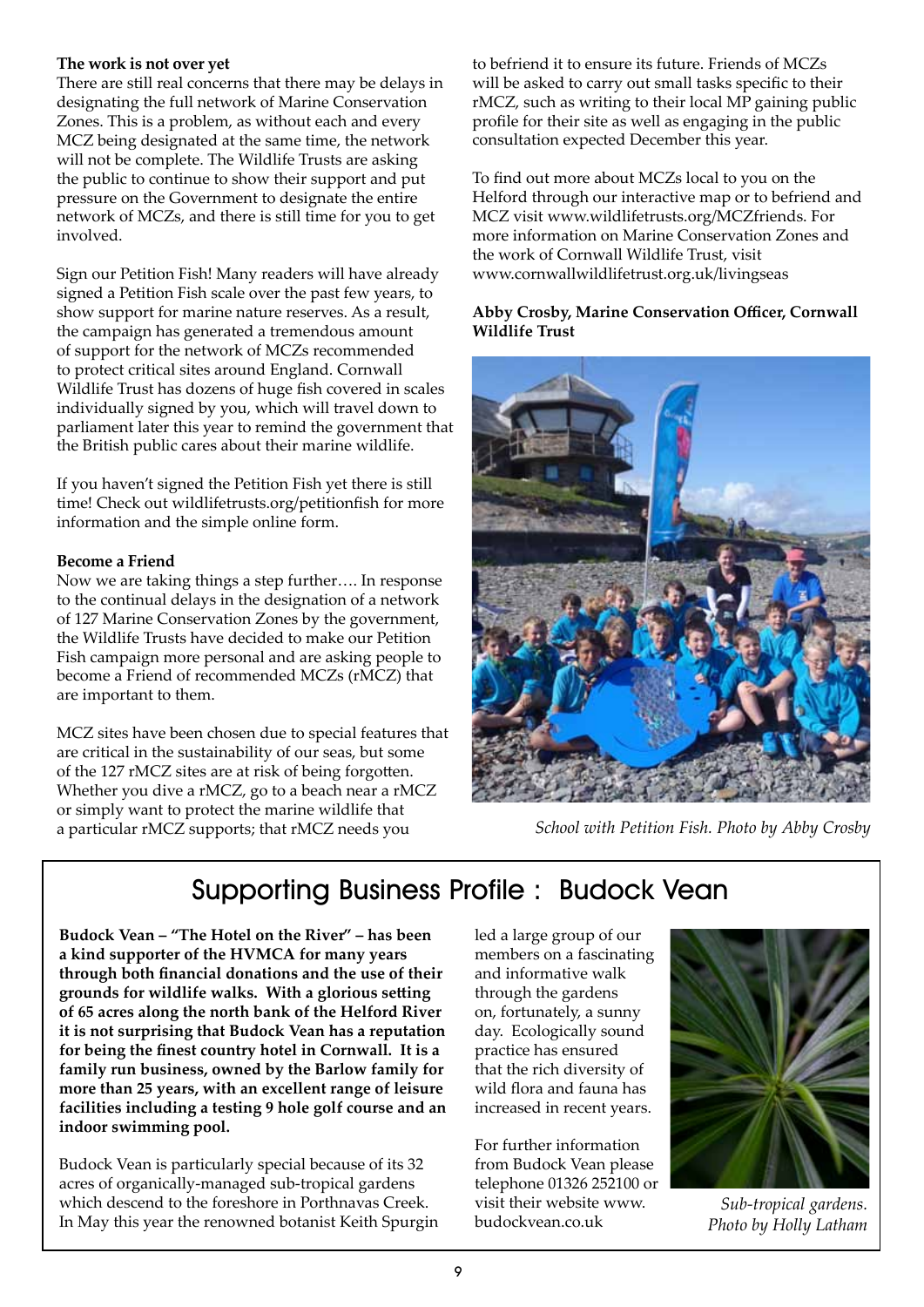**The work is not over yet**

There are still real concerns that there may be delays in designating the full network of Marine Conservation Zones. This is a problem, as without each and every MCZ being designated at the same time, the network will not be complete. The Wildlife Trusts are asking the public to continue to show their support and put pressure on the Government to designate the entire network of MCZs, and there is still time for you to get involved.

Sign our Petition Fish! Many readers will have already signed a Petition Fish scale over the past few years, to show support for marine nature reserves. As a result, the campaign has generated a tremendous amount of support for the network of MCZs recommended to protect critical sites around England. Cornwall Wildlife Trust has dozens of huge fish covered in scales individually signed by you, which will travel down to parliament later this year to remind the government that the British public cares about their marine wildlife.

If you haven't signed the Petition Fish yet there is still time! Check out wildlifetrusts.org/petitionfish for more information and the simple online form.

**Become a Friend**

Now we are taking things a step further…. In response to the continual delays in the designation of a network of 127 Marine Conservation Zones by the government, the Wildlife Trusts have decided to make our Petition Fish campaign more personal and are asking people to become a Friend of recommended MCZs (rMCZ) that are important to them.

MCZ sites have been chosen due to special features that are critical in the sustainability of our seas, but some of the 127 rMCZ sites are at risk of being forgotten. Whether you dive a rMCZ, go to a beach near a rMCZ or simply want to protect the marine wildlife that a particular rMCZ supports; that rMCZ needs you to befriend it to ensure its future. Friends of MCZs will be asked to carry out small tasks specific to their rMCZ, such as writing to their local MP gaining public profile for their site as well as engaging in the public consultation expected December this year.

To find out more about MCZs local to you on the Helford through our interactive map or to befriend and MCZ visit www.wildlifetrusts.org/MCZfriends. For more information on Marine Conservation Zones and the work of Cornwall Wildlife Trust, visit www.cornwallwildlifetrust.org.uk/livingseas

**Abby Crosby, Marine Conservation Officer, Cornwall Wildlife Trust**

*School with Petition Fish. Photo by Abby Crosby*

## Supporting Business Profile : Budock Vean

**Budock Vean – "The Hotel on the River" – has been a kind supporter of the HVMCA for many years through both financial donations and the use of their grounds for wildlife walks. With a glorious setting of 65 acres along the north bank of the Helford River it is not surprising that Budock Vean has a reputation for being the finest country hotel in Cornwall. It is a family run business, owned by the Barlow family for more than 25 years, with an excellent range of leisure facilities including a testing 9 hole golf course and an indoor swimming pool.**

Budock Vean is particularly special because of its 32 acres of organically-managed sub-tropical gardens which descend to the foreshore in Porthnavas Creek. In May this year the renowned botanist Keith Spurgin led a large group of our members on a fascinating and informative walk through the gardens on, fortunately, a sunny day. Ecologically sound practice has ensured that the rich diversity of wild flora and fauna has increased in recent years.

For further information from Budock Vean please telephone 01326 252100 or visit their website www.budockvean.co.uk

*Sub-tropical gardens. Photo by Holly Latham*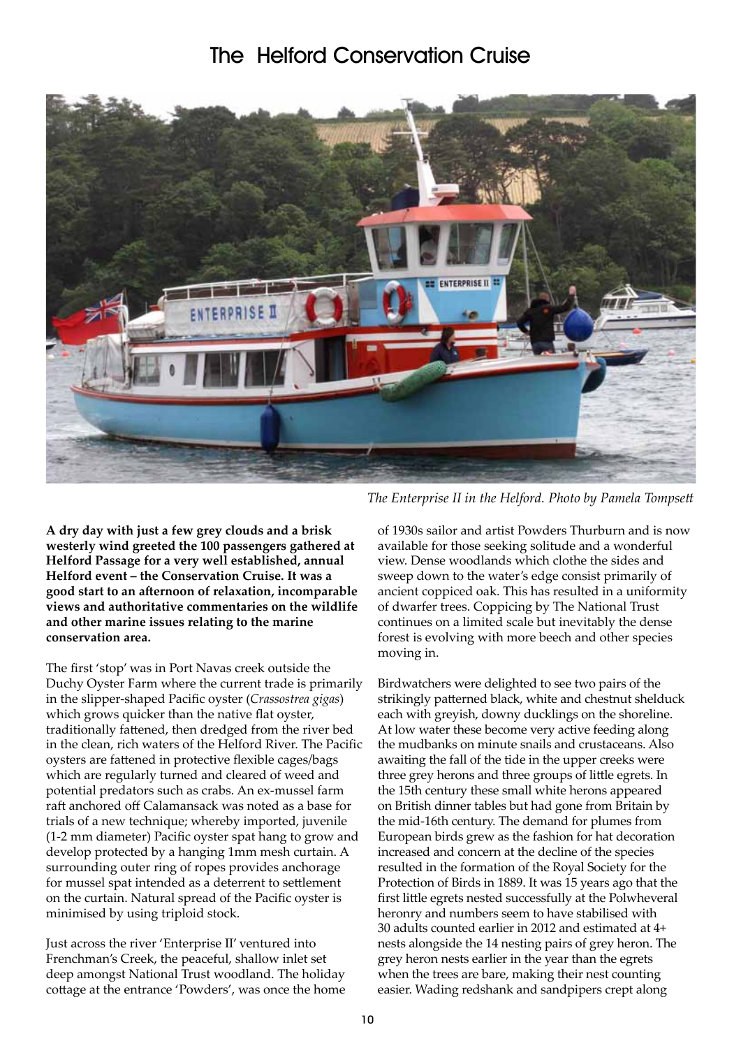# The Helford Conservation Cruise

*The Enterprise II in the Helford. Photo by Pamela Tompsett*

**A dry day with just a few grey clouds and a brisk westerly wind greeted the 100 passengers gathered at Helford Passage for a very well established, annual Helford event – the Conservation Cruise. It was a good start to an afternoon of relaxation, incomparable views and authoritative commentaries on the wildlife and other marine issues relating to the marine conservation area.**

The first 'stop' was in Port Navas creek outside the Duchy Oyster Farm where the current trade is primarily in the slipper-shaped Pacific oyster (*Crassostrea gigas*) which grows quicker than the native flat oyster, traditionally fattened, then dredged from the river bed in the clean, rich waters of the Helford River. The Pacific oysters are fattened in protective flexible cages/bags which are regularly turned and cleared of weed and potential predators such as crabs. An ex-mussel farm raft anchored off Calamansack was noted as a base for trials of a new technique; whereby imported, juvenile (1-2 mm diameter) Pacific oyster spat hang to grow and develop protected by a hanging 1mm mesh curtain. A surrounding outer ring of ropes provides anchorage for mussel spat intended as a deterrent to settlement on the curtain. Natural spread of the Pacific oyster is minimised by using triploid stock.

Just across the river 'Enterprise II' ventured into Frenchman's Creek, the peaceful, shallow inlet set deep amongst National Trust woodland. The holiday cottage at the entrance 'Powders', was once the home of 1930s sailor and artist Powders Thurburn and is now available for those seeking solitude and a wonderful view. Dense woodlands which clothe the sides and sweep down to the water's edge consist primarily of ancient coppiced oak. This has resulted in a uniformity of dwarfer trees. Coppicing by The National Trust continues on a limited scale but inevitably the dense forest is evolving with more beech and other species moving in.

Birdwatchers were delighted to see two pairs of the strikingly patterned black, white and chestnut shelduck each with greyish, downy ducklings on the shoreline. At low water these become very active feeding along the mudbanks on minute snails and crustaceans. Also awaiting the fall of the tide in the upper creeks were three grey herons and three groups of little egrets. In the 15th century these small white herons appeared on British dinner tables but had gone from Britain by the mid-16th century. The demand for plumes from European birds grew as the fashion for hat decoration increased and concern at the decline of the species resulted in the formation of the Royal Society for the Protection of Birds in 1889. It was 15 years ago that the first little egrets nested successfully at the Polwheveral heronry and numbers seem to have stabilised with 30 adults counted earlier in 2012 and estimated at 4+ nests alongside the 14 nesting pairs of grey heron. The grey heron nests earlier in the year than the egrets when the trees are bare, making their nest counting easier. Wading redshank and sandpipers crept along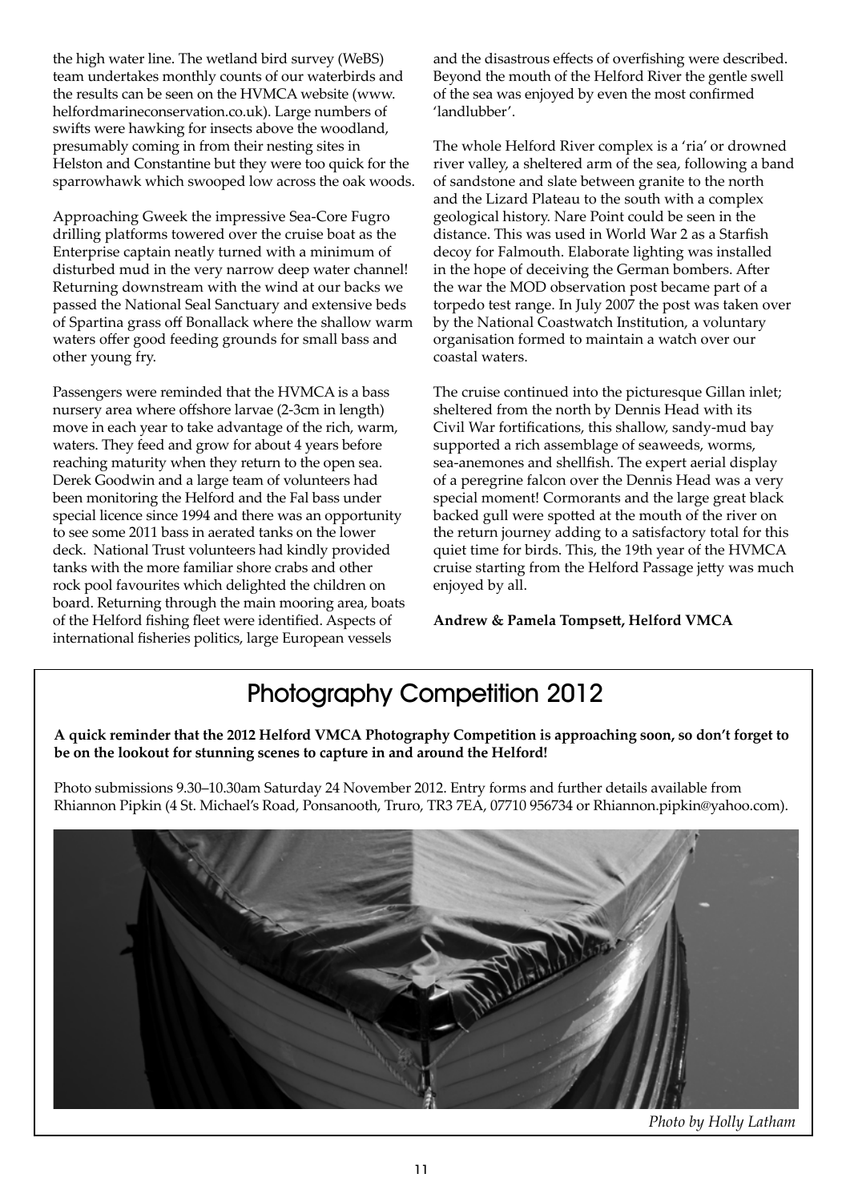the high water line. The wetland bird survey (WeBS) team undertakes monthly counts of our waterbirds and the results can be seen on the HVMCA website (www.helfordmarineconservation.co.uk). Large numbers of swifts were hawking for insects above the woodland, presumably coming in from their nesting sites in Helston and Constantine but they were too quick for the sparrowhawk which swooped low across the oak woods.

Approaching Gweek the impressive Sea-Core Fugro drilling platforms towered over the cruise boat as the Enterprise captain neatly turned with a minimum of disturbed mud in the very narrow deep water channel! Returning downstream with the wind at our backs we passed the National Seal Sanctuary and extensive beds of Spartina grass off Bonallack where the shallow warm waters offer good feeding grounds for small bass and other young fry.

Passengers were reminded that the HVMCA is a bass nursery area where offshore larvae (2-3cm in length) move in each year to take advantage of the rich, warm, waters. They feed and grow for about 4 years before reaching maturity when they return to the open sea. Derek Goodwin and a large team of volunteers had been monitoring the Helford and the Fal bass under special licence since 1994 and there was an opportunity to see some 2011 bass in aerated tanks on the lower deck. National Trust volunteers had kindly provided tanks with the more familiar shore crabs and other rock pool favourites which delighted the children on board. Returning through the main mooring area, boats of the Helford fishing fleet were identified. Aspects of international fisheries politics, large European vessels and the disastrous effects of overfishing were described. Beyond the mouth of the Helford River the gentle swell of the sea was enjoyed by even the most confirmed 'landlubber'.

The whole Helford River complex is a 'ria' or drowned river valley, a sheltered arm of the sea, following a band of sandstone and slate between granite to the north and the Lizard Plateau to the south with a complex geological history. Nare Point could be seen in the distance. This was used in World War 2 as a Starfish decoy for Falmouth. Elaborate lighting was installed in the hope of deceiving the German bombers. After the war the MOD observation post became part of a torpedo test range. In July 2007 the post was taken over by the National Coastwatch Institution, a voluntary organisation formed to maintain a watch over our coastal waters.

The cruise continued into the picturesque Gillan inlet; sheltered from the north by Dennis Head with its Civil War fortifications, this shallow, sandy-mud bay supported a rich assemblage of seaweeds, worms, sea-anemones and shellfish. The expert aerial display of a peregrine falcon over the Dennis Head was a very special moment! Cormorants and the large great black backed gull were spotted at the mouth of the river on the return journey adding to a satisfactory total for this quiet time for birds. This, the 19th year of the HVMCA cruise starting from the Helford Passage jetty was much enjoyed by all.

**Andrew & Pamela Tompsett, Helford VMCA**

## Photography Competition 2012

**A quick reminder that the 2012 Helford VMCA Photography Competition is approaching soon, so don't forget to be on the lookout for stunning scenes to capture in and around the Helford!**

Photo submissions 9.30–10.30am Saturday 24 November 2012. Entry forms and further details available from Rhiannon Pipkin (4 St. Michael's Road, Ponsanooth, Truro, TR3 7EA, 07710 956734 or Rhiannon.pipkin@yahoo.com).

*Photo by Holly Latham*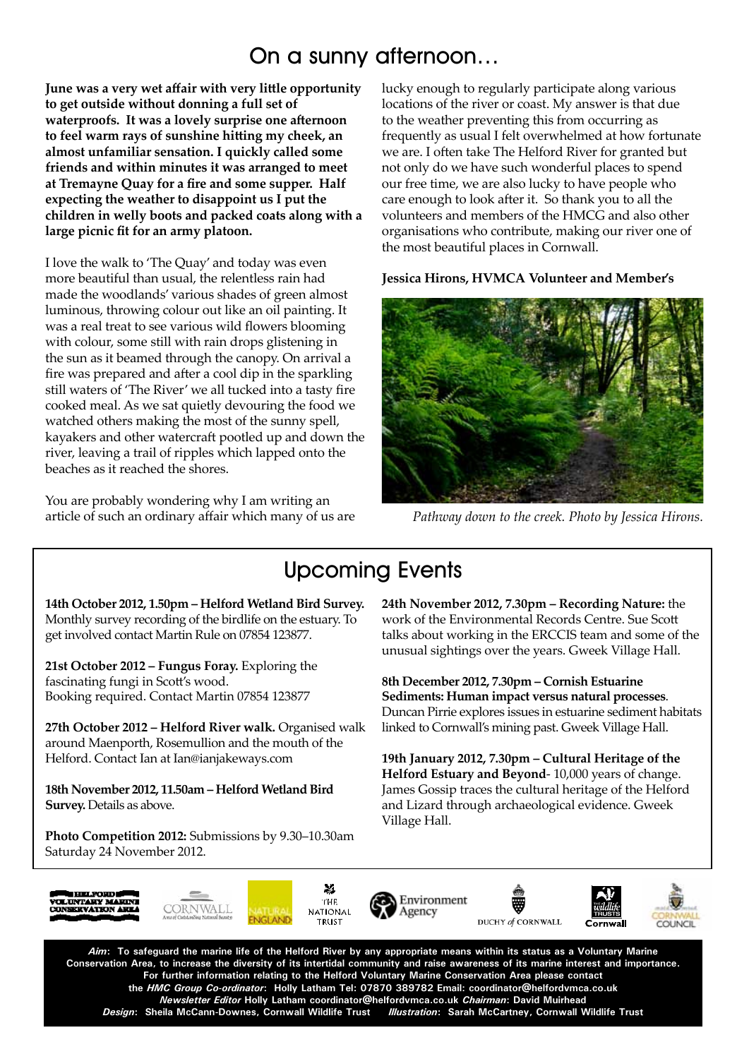# On a sunny afternoon…

**June was a very wet affair with very little opportunity to get outside without donning a full set of waterproofs. It was a lovely surprise one afternoon to feel warm rays of sunshine hitting my cheek, an almost unfamiliar sensation. I quickly called some friends and within minutes it was arranged to meet at Tremayne Quay for a fire and some supper. Half expecting the weather to disappoint us I put the children in welly boots and packed coats along with a large picnic fit for an army platoon.**

I love the walk to 'The Quay' and today was even more beautiful than usual, the relentless rain had made the woodlands' various shades of green almost luminous, throwing colour out like an oil painting. It was a real treat to see various wild flowers blooming with colour, some still with rain drops glistening in the sun as it beamed through the canopy. On arrival a fire was prepared and after a cool dip in the sparkling still waters of 'The River' we all tucked into a tasty fire cooked meal. As we sat quietly devouring the food we watched others making the most of the sunny spell, kayakers and other watercraft pootled up and down the river, leaving a trail of ripples which lapped onto the beaches as it reached the shores.

You are probably wondering why I am writing an article of such an ordinary affair which many of us are lucky enough to regularly participate along various locations of the river or coast. My answer is that due to the weather preventing this from occurring as frequently as usual I felt overwhelmed at how fortunate we are. I often take The Helford River for granted but not only do we have such wonderful places to spend our free time, we are also lucky to have people who care enough to look after it. So thank you to all the volunteers and members of the HMCG and also other organisations who contribute, making our river one of the most beautiful places in Cornwall.

**Jessica Hirons, HVMCA Volunteer and Member's**

*Pathway down to the creek. Photo by Jessica Hirons.*

## Upcoming Events

**14th October 2012, 1.50pm – Helford Wetland Bird Survey.** Monthly survey recording of the birdlife on the estuary. To get involved contact Martin Rule on 07854 123877.

**21st October 2012 – Fungus Foray.** Exploring the fascinating fungi in Scott's wood.
Booking required. Contact Martin 07854 123877

**27th October 2012 – Helford River walk.** Organised walk around Maenporth, Rosemullion and the mouth of the Helford. Contact Ian at Ian@ianjakeways.com

**18th November 2012, 11.50am – Helford Wetland Bird Survey.** Details as above.

**Photo Competition 2012:** Submissions by 9.30–10.30am Saturday 24 November 2012.

**24th November 2012, 7.30pm – Recording Nature:** the work of the Environmental Records Centre. Sue Scott talks about working in the ERCCIS team and some of the unusual sightings over the years. Gweek Village Hall.

**8th December 2012, 7.30pm – Cornish Estuarine Sediments: Human impact versus natural processes**. Duncan Pirrie explores issues in estuarine sediment habitats linked to Cornwall's mining past. Gweek Village Hall.

**19th January 2012, 7.30pm – Cultural Heritage of the Helford Estuary and Beyond**- 10,000 years of change. James Gossip traces the cultural heritage of the Helford and Lizard through archaeological evidence. Gweek Village Hall.

Helford Voluntary Marine Conservation Area · Cornwall Area of Outstanding Natural Beauty · Natural England · The National Trust · Environment Agency · Duchy of Cornwall · The Wildlife Trusts Cornwall · Cornwall Council

***Aim***: To safeguard the marine life of the Helford River by any appropriate means within its status as a Voluntary Marine Conservation Area, to increase the diversity of its intertidal community and raise awareness of its marine interest and importance. For further information relating to the Helford Voluntary Marine Conservation Area please contact the ***HMC Group Co-ordinator***: Holly Latham Tel: 07870 389782 Email: coordinator@helfordvmca.co.uk
***Newsletter Editor*** Holly Latham coordinator@helfordvmca.co.uk ***Chairman***: David Muirhead
***Design***: Sheila McCann-Downes, Cornwall Wildlife Trust ***Illustration***: Sarah McCartney, Cornwall Wildlife Trust